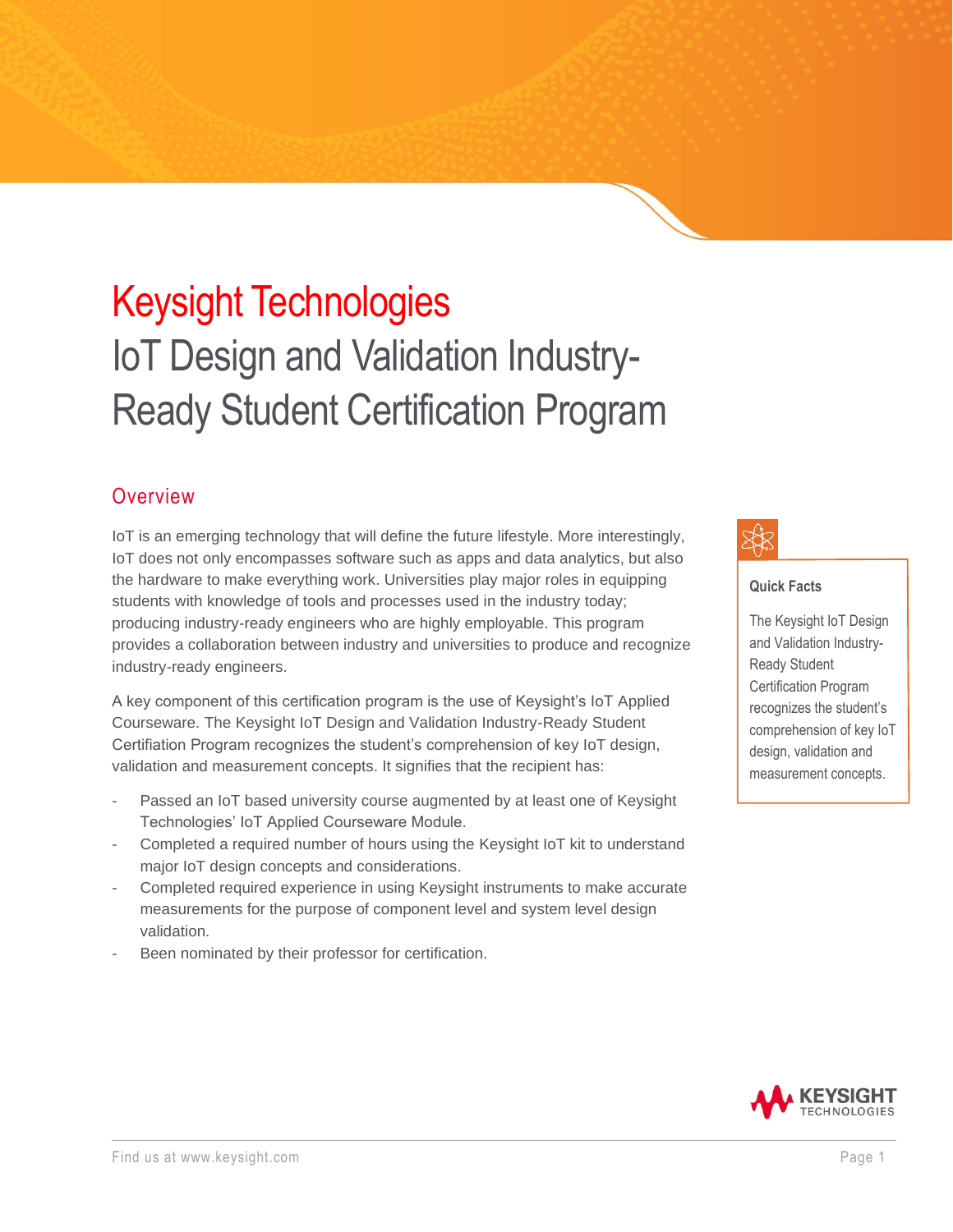# Keysight Technologies

# IoT Design and Validation Industry-Ready Student Certification Program

## Overview

IoT is an emerging technology that will define the future lifestyle. More interestingly, IoT does not only encompasses software such as apps and data analytics, but also the hardware to make everything work. Universities play major roles in equipping students with knowledge of tools and processes used in the industry today; producing industry-ready engineers who are highly employable. This program provides a collaboration between industry and universities to produce and recognize industry-ready engineers.

A key component of this certification program is the use of Keysight's IoT Applied Courseware. The Keysight IoT Design and Validation Industry-Ready Student Certifiation Program recognizes the student's comprehension of key IoT design, validation and measurement concepts. It signifies that the recipient has:

- Passed an IoT based university course augmented by at least one of Keysight Technologies' IoT Applied Courseware Module.
- Completed a required number of hours using the Keysight IoT kit to understand major IoT design concepts and considerations.
- Completed required experience in using Keysight instruments to make accurate measurements for the purpose of component level and system level design validation.
- Been nominated by their professor for certification.

**Quick Facts**

The Keysight IoT Design and Validation Industry-Ready Student Certification Program recognizes the student's comprehension of key IoT design, validation and measurement concepts.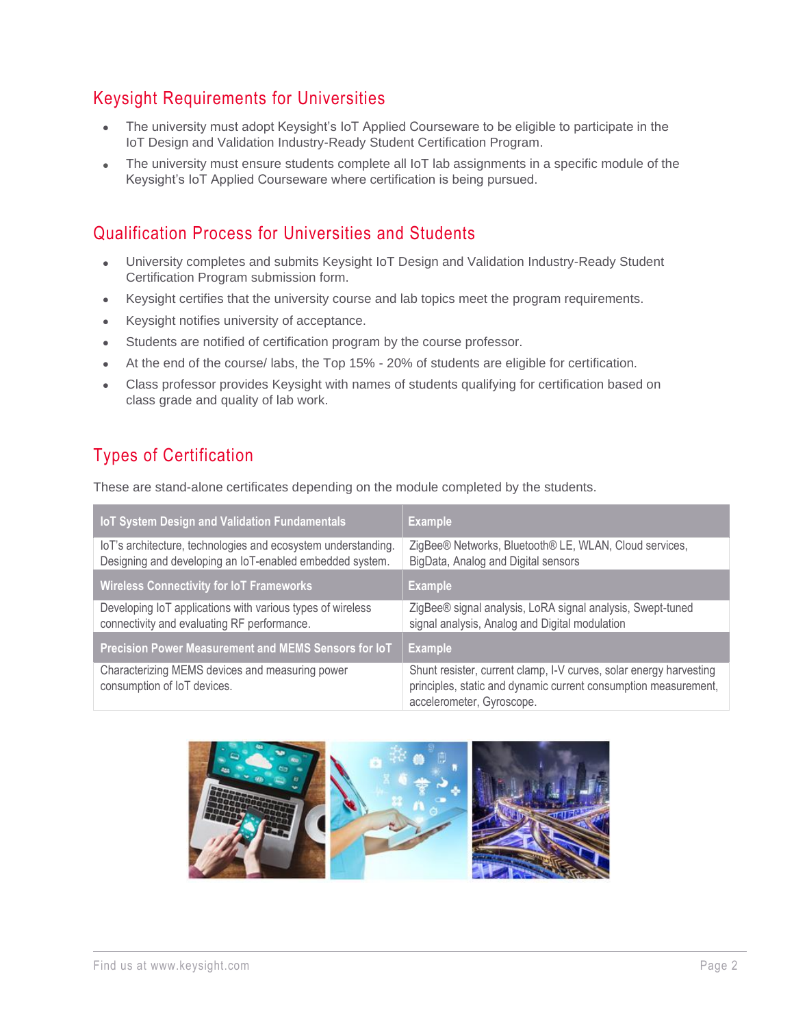## Keysight Requirements for Universities

- The university must adopt Keysight's IoT Applied Courseware to be eligible to participate in the IoT Design and Validation Industry-Ready Student Certification Program.
- The university must ensure students complete all IoT lab assignments in a specific module of the Keysight's IoT Applied Courseware where certification is being pursued.

## Qualification Process for Universities and Students

- University completes and submits Keysight IoT Design and Validation Industry-Ready Student Certification Program submission form.
- Keysight certifies that the university course and lab topics meet the program requirements.
- Keysight notifies university of acceptance.
- Students are notified of certification program by the course professor.
- At the end of the course/ labs, the Top 15% - 20% of students are eligible for certification.
- Class professor provides Keysight with names of students qualifying for certification based on class grade and quality of lab work.

## Types of Certification

These are stand-alone certificates depending on the module completed by the students.

| IoT System Design and Validation Fundamentals | Example |
|---|---|
| IoT's architecture, technologies and ecosystem understanding. Designing and developing an IoT-enabled embedded system. | ZigBee® Networks, Bluetooth® LE, WLAN, Cloud services, BigData, Analog and Digital sensors |
| **Wireless Connectivity for IoT Frameworks** | **Example** |
| Developing IoT applications with various types of wireless connectivity and evaluating RF performance. | ZigBee® signal analysis, LoRA signal analysis, Swept-tuned signal analysis, Analog and Digital modulation |
| **Precision Power Measurement and MEMS Sensors for IoT** | **Example** |
| Characterizing MEMS devices and measuring power consumption of IoT devices. | Shunt resister, current clamp, I-V curves, solar energy harvesting principles, static and dynamic current consumption measurement, accelerometer, Gyroscope. |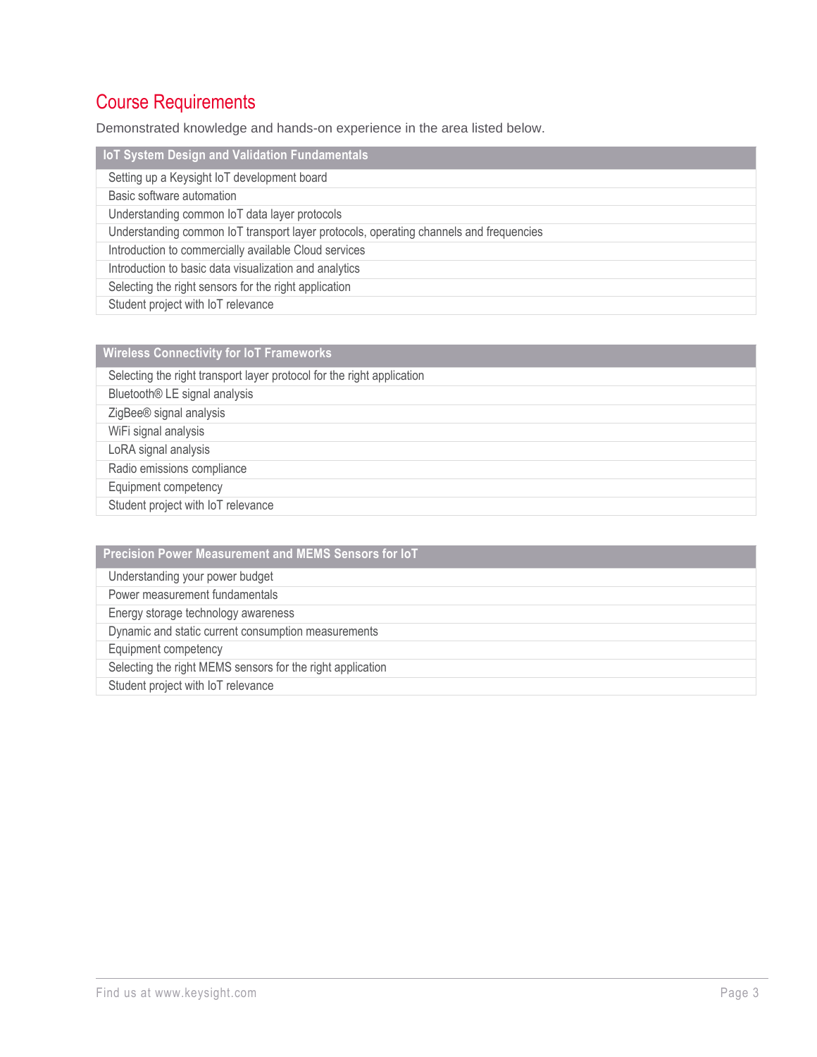## Course Requirements

Demonstrated knowledge and hands-on experience in the area listed below.

| IoT System Design and Validation Fundamentals |
| --- |
| Setting up a Keysight IoT development board |
| Basic software automation |
| Understanding common IoT data layer protocols |
| Understanding common IoT transport layer protocols, operating channels and frequencies |
| Introduction to commercially available Cloud services |
| Introduction to basic data visualization and analytics |
| Selecting the right sensors for the right application |
| Student project with IoT relevance |

| Wireless Connectivity for IoT Frameworks |
| --- |
| Selecting the right transport layer protocol for the right application |
| Bluetooth® LE signal analysis |
| ZigBee® signal analysis |
| WiFi signal analysis |
| LoRA signal analysis |
| Radio emissions compliance |
| Equipment competency |
| Student project with IoT relevance |

| Precision Power Measurement and MEMS Sensors for IoT |
| --- |
| Understanding your power budget |
| Power measurement fundamentals |
| Energy storage technology awareness |
| Dynamic and static current consumption measurements |
| Equipment competency |
| Selecting the right MEMS sensors for the right application |
| Student project with IoT relevance |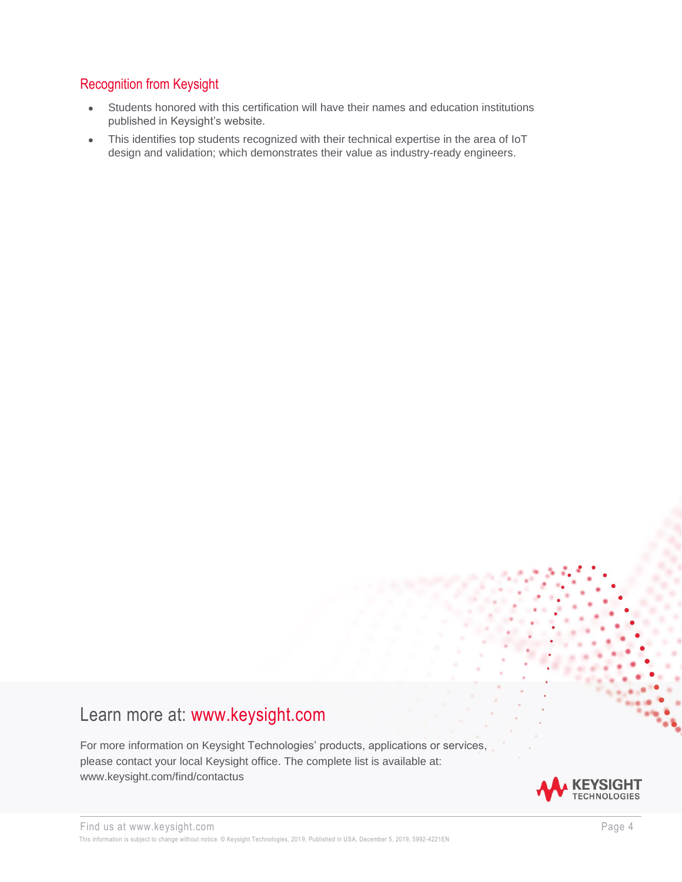## Recognition from Keysight

- Students honored with this certification will have their names and education institutions published in Keysight's website.
- This identifies top students recognized with their technical expertise in the area of IoT design and validation; which demonstrates their value as industry-ready engineers.

## Learn more at: www.keysight.com

For more information on Keysight Technologies' products, applications or services, please contact your local Keysight office. The complete list is available at: www.keysight.com/find/contactus

This information is subject to change without notice. © Keysight Technologies, 2019, Published in USA, December 5, 2019, 5992-4221EN